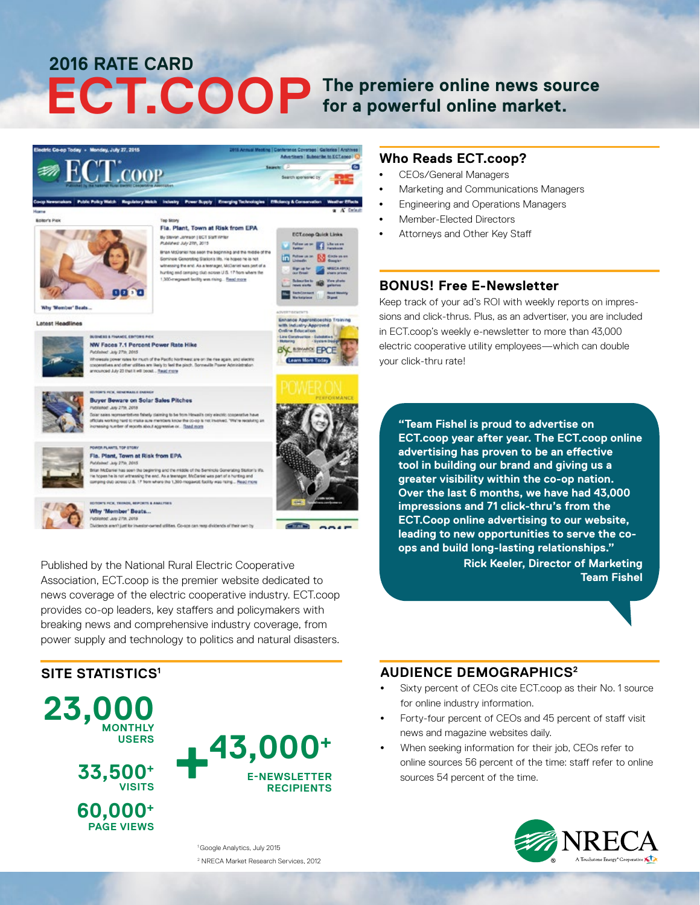# 2016 RATE CARD

# ECT.COOP

**The premiere online news source for a powerful online market.**

Published by the National Rural Electric Cooperative Association, ECT.coop is the premier website dedicated to news coverage of the electric cooperative industry. ECT.coop provides co-op leaders, key staffers and policymakers with breaking news and comprehensive industry coverage, from power supply and technology to politics and natural disasters.

## Who Reads ECT.coop?

- CEOs/General Managers
- Marketing and Communications Managers
- Engineering and Operations Managers
- Member-Elected Directors
- Attorneys and Other Key Staff

## BONUS! Free E-Newsletter

Keep track of your ad's ROI with weekly reports on impressions and click-thrus. Plus, as an advertiser, you are included in ECT.coop's weekly e-newsletter to more than 43,000 electric cooperative utility employees—which can double your click-thru rate!

> **"Team Fishel is proud to advertise on ECT.coop year after year. The ECT.coop online advertising has proven to be an effective tool in building our brand and giving us a greater visibility within the co-op nation. Over the last 6 months, we have had 43,000 impressions and 71 click-thru's from the ECT.Coop online advertising to our website, leading to new opportunities to serve the co-ops and build long-lasting relationships."**
>
> **Rick Keeler, Director of Marketing**
> **Team Fishel**

## SITE STATISTICS[1]

**23,000** MONTHLY USERS

**33,500+** VISITS

**60,000+** PAGE VIEWS

**+ 43,000+** E-NEWSLETTER RECIPIENTS

## AUDIENCE DEMOGRAPHICS[2]

- Sixty percent of CEOs cite ECT.coop as their No. 1 source for online industry information.
- Forty-four percent of CEOs and 45 percent of staff visit news and magazine websites daily.
- When seeking information for their job, CEOs refer to online sources 56 percent of the time: staff refer to online sources 54 percent of the time.

[1] Google Analytics, July 2015

[2] NRECA Market Research Services, 2012

NRECA
A Touchstone Energy® Cooperative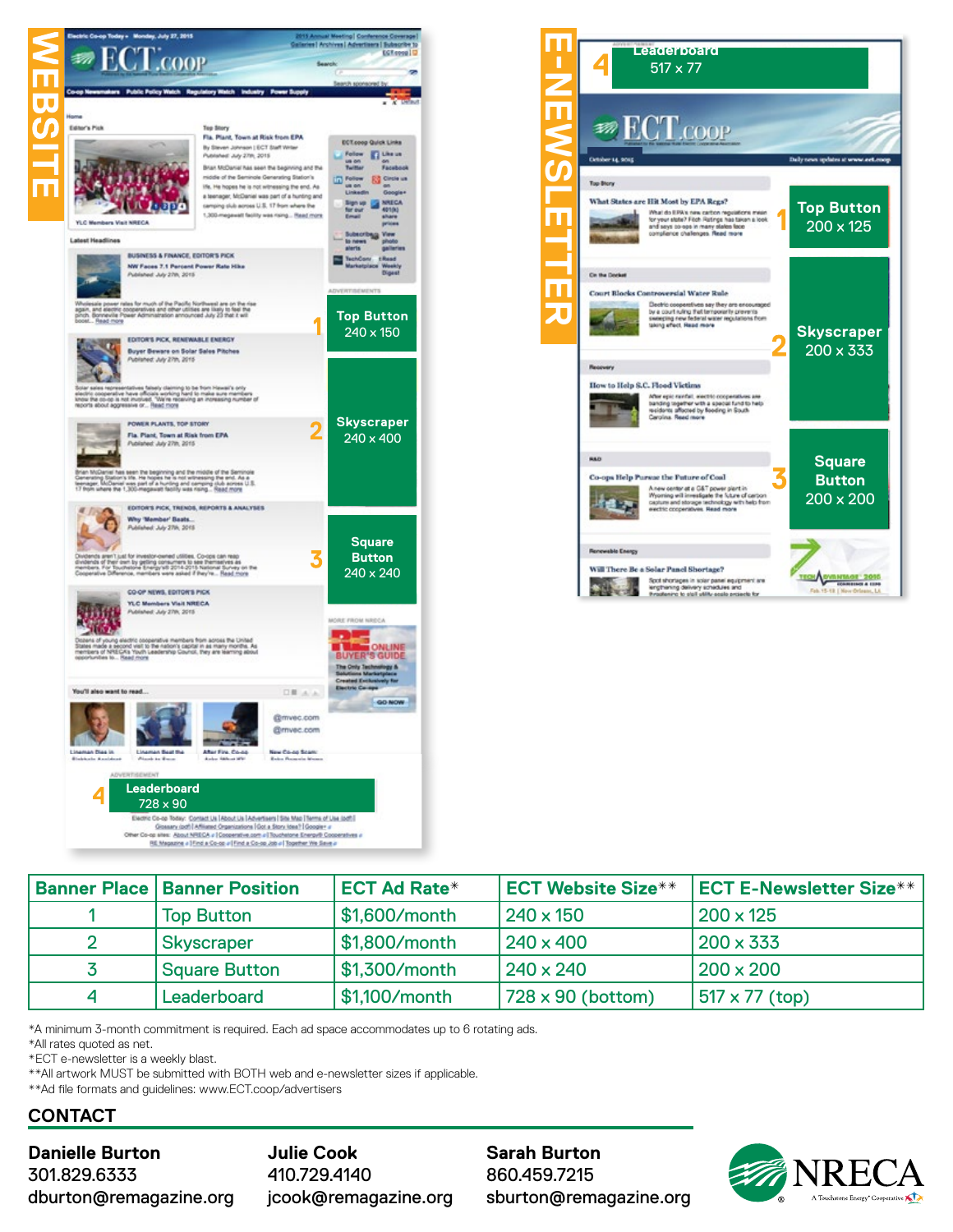WEBSITE

1 Top Button 240 x 150

2 Skyscraper 240 x 400

3 Square Button 240 x 240

4 Leaderboard 728 x 90

E-NEWSLETTER

4 Leaderboard 517 x 77

1 Top Button 200 x 125

2 Skyscraper 200 x 333

3 Square Button 200 x 200

| Banner Place | Banner Position | ECT Ad Rate* | ECT Website Size** | ECT E-Newsletter Size** |
|---|---|---|---|---|
| 1 | Top Button | $1,600/month | 240 x 150 | 200 x 125 |
| 2 | Skyscraper | $1,800/month | 240 x 400 | 200 x 333 |
| 3 | Square Button | $1,300/month | 240 x 240 | 200 x 200 |
| 4 | Leaderboard | $1,100/month | 728 x 90 (bottom) | 517 x 77 (top) |

*A minimum 3-month commitment is required. Each ad space accommodates up to 6 rotating ads.
*All rates quoted as net.
*ECT e-newsletter is a weekly blast.
**All artwork MUST be submitted with BOTH web and e-newsletter sizes if applicable.
**Ad file formats and guidelines: www.ECT.coop/advertisers

## CONTACT

**Danielle Burton**
301.829.6333
dburton@remagazine.org

**Julie Cook**
410.729.4140
jcook@remagazine.org

**Sarah Burton**
860.459.7215
sburton@remagazine.org

NRECA
A Touchstone Energy® Cooperative